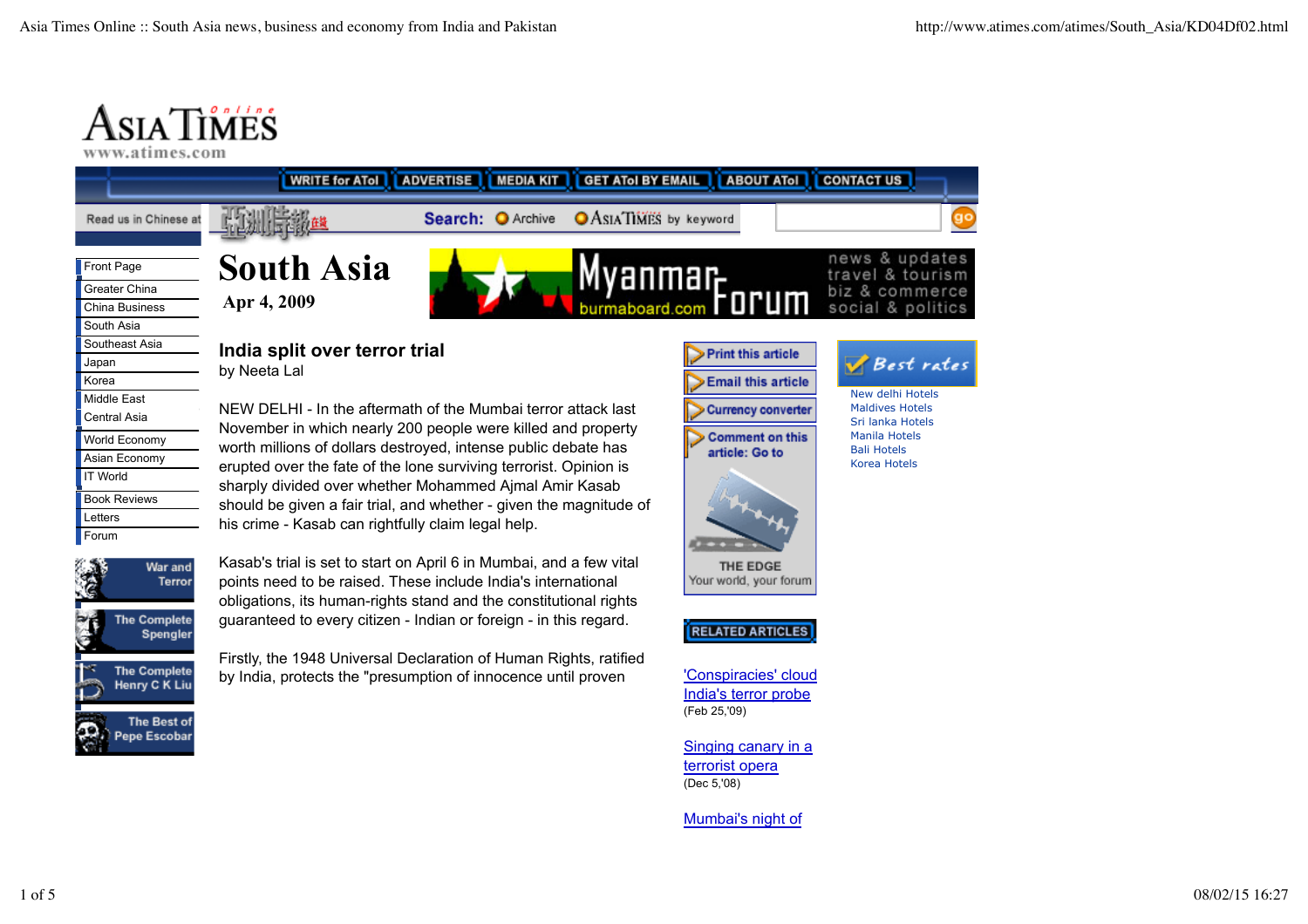# South Asia

Apr 4, 2009

## India split over terror trial

by Neeta Lal

NEW DELHI - In the aftermath of the Mumbai terror attack last November in which nearly 200 people were killed and property worth millions of dollars destroyed, intense public debate has erupted over the fate of the lone surviving terrorist. Opinion is sharply divided over whether Mohammed Ajmal Amir Kasab should be given a fair trial, and whether - given the magnitude of his crime - Kasab can rightfully claim legal help.

Kasab's trial is set to start on April 6 in Mumbai, and a few vital points need to be raised. These include India's international obligations, its human-rights stand and the constitutional rights guaranteed to every citizen - Indian or foreign - in this regard.

Firstly, the 1948 Universal Declaration of Human Rights, ratified by India, protects the "presumption of innocence until proven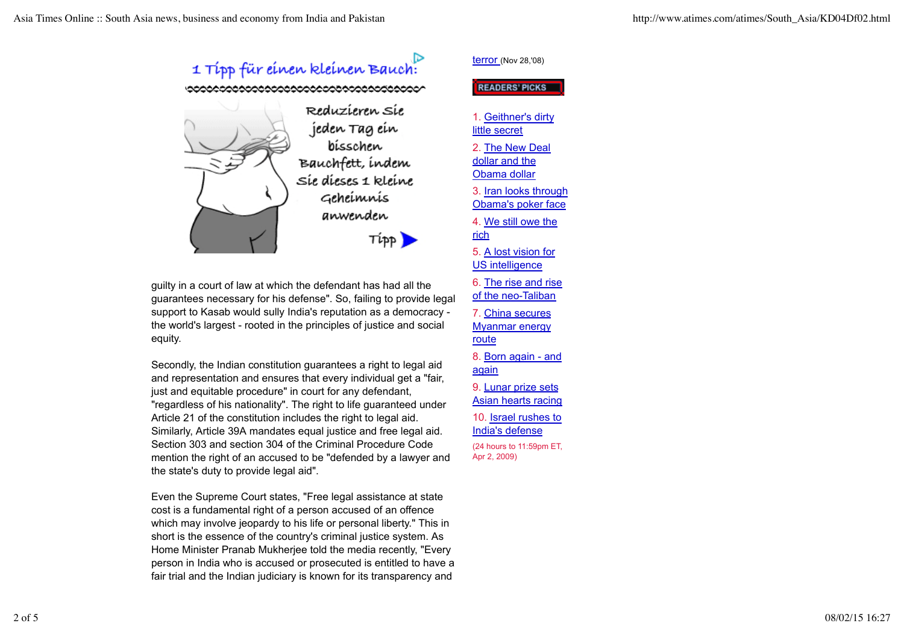guilty in a court of law at which the defendant has had all the guarantees necessary for his defense". So, failing to provide legal support to Kasab would sully India's reputation as a democracy - the world's largest - rooted in the principles of justice and social equity.

Secondly, the Indian constitution guarantees a right to legal aid and representation and ensures that every individual get a "fair, just and equitable procedure" in court for any defendant, "regardless of his nationality". The right to life guaranteed under Article 21 of the constitution includes the right to legal aid. Similarly, Article 39A mandates equal justice and free legal aid. Section 303 and section 304 of the Criminal Procedure Code mention the right of an accused to be "defended by a lawyer and the state's duty to provide legal aid".

Even the Supreme Court states, "Free legal assistance at state cost is a fundamental right of a person accused of an offence which may involve jeopardy to his life or personal liberty." This in short is the essence of the country's criminal justice system. As Home Minister Pranab Mukherjee told the media recently, "Every person in India who is accused or prosecuted is entitled to have a fair trial and the Indian judiciary is known for its transparency and

terror (Nov 28,'08)

**READERS' PICKS**

1. Geithner's dirty little secret
2. The New Deal dollar and the Obama dollar
3. Iran looks through Obama's poker face
4. We still owe the rich
5. A lost vision for US intelligence
6. The rise and rise of the neo-Taliban
7. China secures Myanmar energy route
8. Born again - and again
9. Lunar prize sets Asian hearts racing
10. Israel rushes to India's defense

(24 hours to 11:59pm ET, Apr 2, 2009)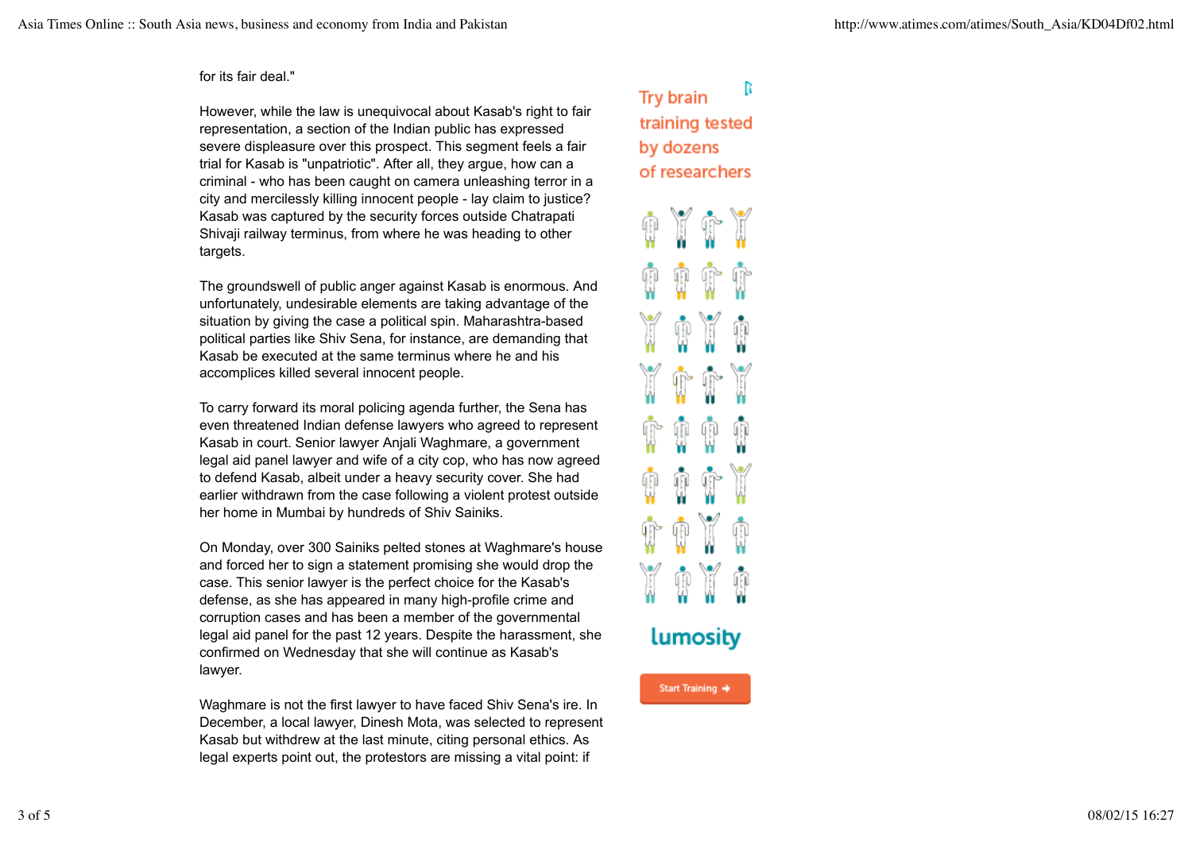for its fair deal."

However, while the law is unequivocal about Kasab's right to fair representation, a section of the Indian public has expressed severe displeasure over this prospect. This segment feels a fair trial for Kasab is "unpatriotic". After all, they argue, how can a criminal - who has been caught on camera unleashing terror in a city and mercilessly killing innocent people - lay claim to justice? Kasab was captured by the security forces outside Chatrapati Shivaji railway terminus, from where he was heading to other targets.

The groundswell of public anger against Kasab is enormous. And unfortunately, undesirable elements are taking advantage of the situation by giving the case a political spin. Maharashtra-based political parties like Shiv Sena, for instance, are demanding that Kasab be executed at the same terminus where he and his accomplices killed several innocent people.

To carry forward its moral policing agenda further, the Sena has even threatened Indian defense lawyers who agreed to represent Kasab in court. Senior lawyer Anjali Waghmare, a government legal aid panel lawyer and wife of a city cop, who has now agreed to defend Kasab, albeit under a heavy security cover. She had earlier withdrawn from the case following a violent protest outside her home in Mumbai by hundreds of Shiv Sainiks.

On Monday, over 300 Sainiks pelted stones at Waghmare's house and forced her to sign a statement promising she would drop the case. This senior lawyer is the perfect choice for the Kasab's defense, as she has appeared in many high-profile crime and corruption cases and has been a member of the governmental legal aid panel for the past 12 years. Despite the harassment, she confirmed on Wednesday that she will continue as Kasab's lawyer.

Waghmare is not the first lawyer to have faced Shiv Sena's ire. In December, a local lawyer, Dinesh Mota, was selected to represent Kasab but withdrew at the last minute, citing personal ethics. As legal experts point out, the protestors are missing a vital point: if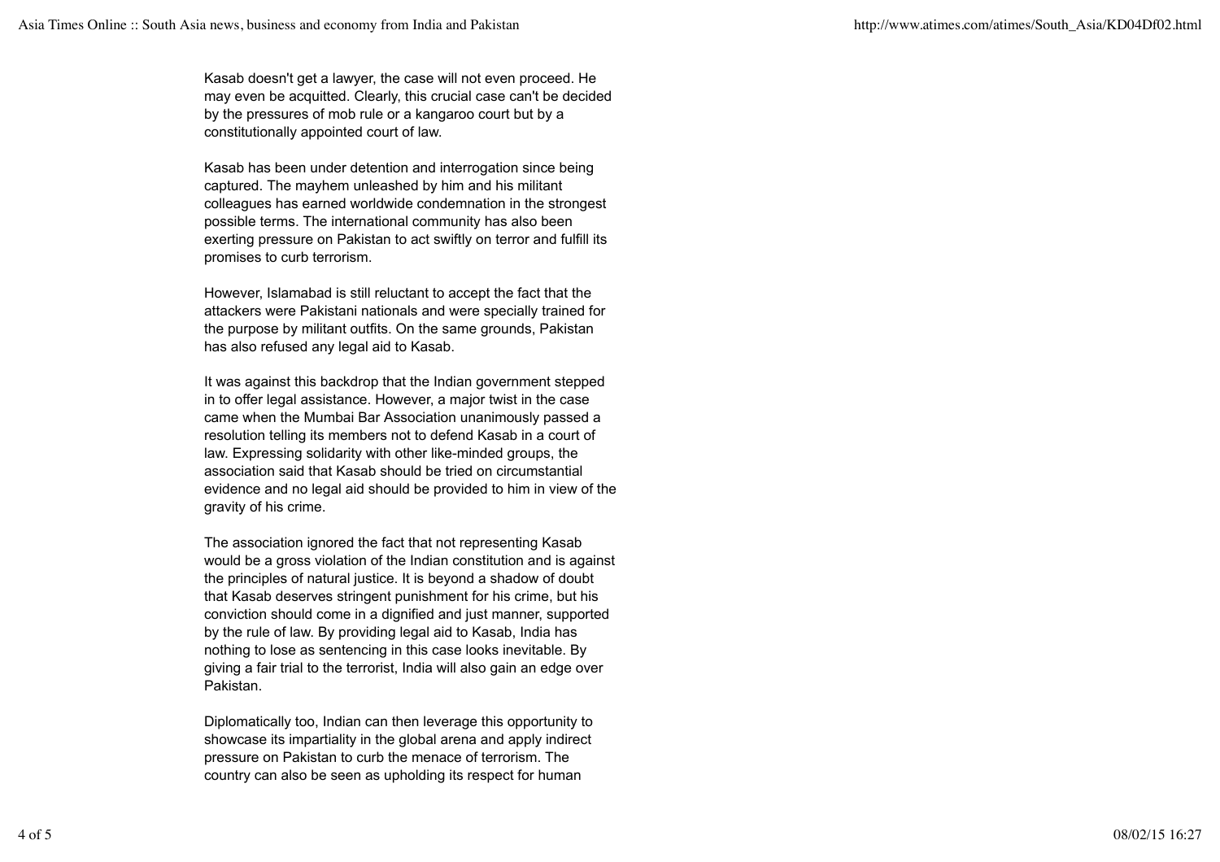Kasab doesn't get a lawyer, the case will not even proceed. He may even be acquitted. Clearly, this crucial case can't be decided by the pressures of mob rule or a kangaroo court but by a constitutionally appointed court of law.

Kasab has been under detention and interrogation since being captured. The mayhem unleashed by him and his militant colleagues has earned worldwide condemnation in the strongest possible terms. The international community has also been exerting pressure on Pakistan to act swiftly on terror and fulfill its promises to curb terrorism.

However, Islamabad is still reluctant to accept the fact that the attackers were Pakistani nationals and were specially trained for the purpose by militant outfits. On the same grounds, Pakistan has also refused any legal aid to Kasab.

It was against this backdrop that the Indian government stepped in to offer legal assistance. However, a major twist in the case came when the Mumbai Bar Association unanimously passed a resolution telling its members not to defend Kasab in a court of law. Expressing solidarity with other like-minded groups, the association said that Kasab should be tried on circumstantial evidence and no legal aid should be provided to him in view of the gravity of his crime.

The association ignored the fact that not representing Kasab would be a gross violation of the Indian constitution and is against the principles of natural justice. It is beyond a shadow of doubt that Kasab deserves stringent punishment for his crime, but his conviction should come in a dignified and just manner, supported by the rule of law. By providing legal aid to Kasab, India has nothing to lose as sentencing in this case looks inevitable. By giving a fair trial to the terrorist, India will also gain an edge over Pakistan.

Diplomatically too, Indian can then leverage this opportunity to showcase its impartiality in the global arena and apply indirect pressure on Pakistan to curb the menace of terrorism. The country can also be seen as upholding its respect for human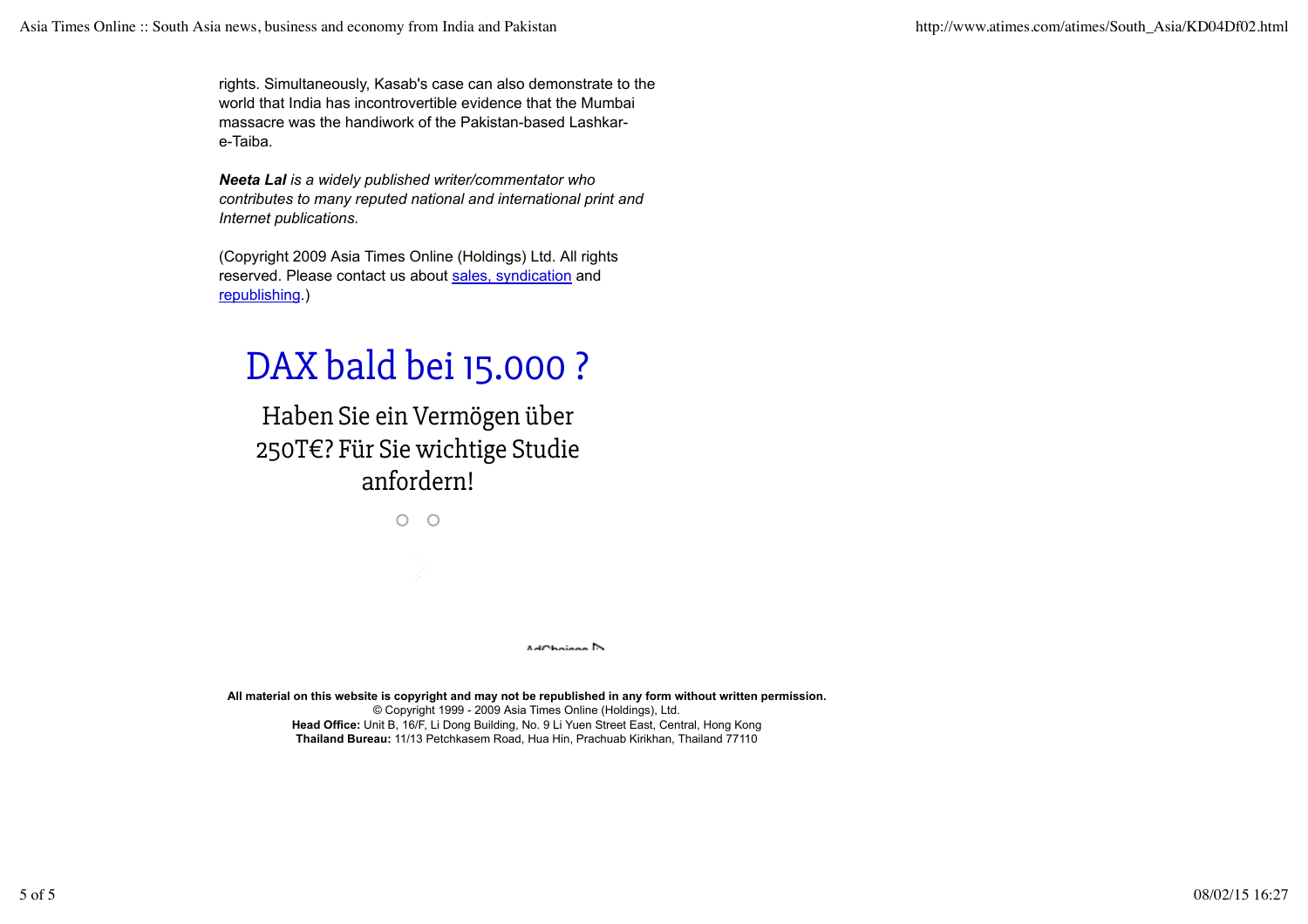rights. Simultaneously, Kasab's case can also demonstrate to the world that India has incontrovertible evidence that the Mumbai massacre was the handiwork of the Pakistan-based Lashkar-e-Taiba.

***Neeta Lal** is a widely published writer/commentator who contributes to many reputed national and international print and Internet publications.*

(Copyright 2009 Asia Times Online (Holdings) Ltd. All rights reserved. Please contact us about sales, syndication and republishing.)

DAX bald bei 15.000 ?

Haben Sie ein Vermögen über 250T€? Für Sie wichtige Studie anfordern!

AdChoices

**All material on this website is copyright and may not be republished in any form without written permission.**
© Copyright 1999 - 2009 Asia Times Online (Holdings), Ltd.
**Head Office:** Unit B, 16/F, Li Dong Building, No. 9 Li Yuen Street East, Central, Hong Kong
**Thailand Bureau:** 11/13 Petchkasem Road, Hua Hin, Prachuab Kirikhan, Thailand 77110